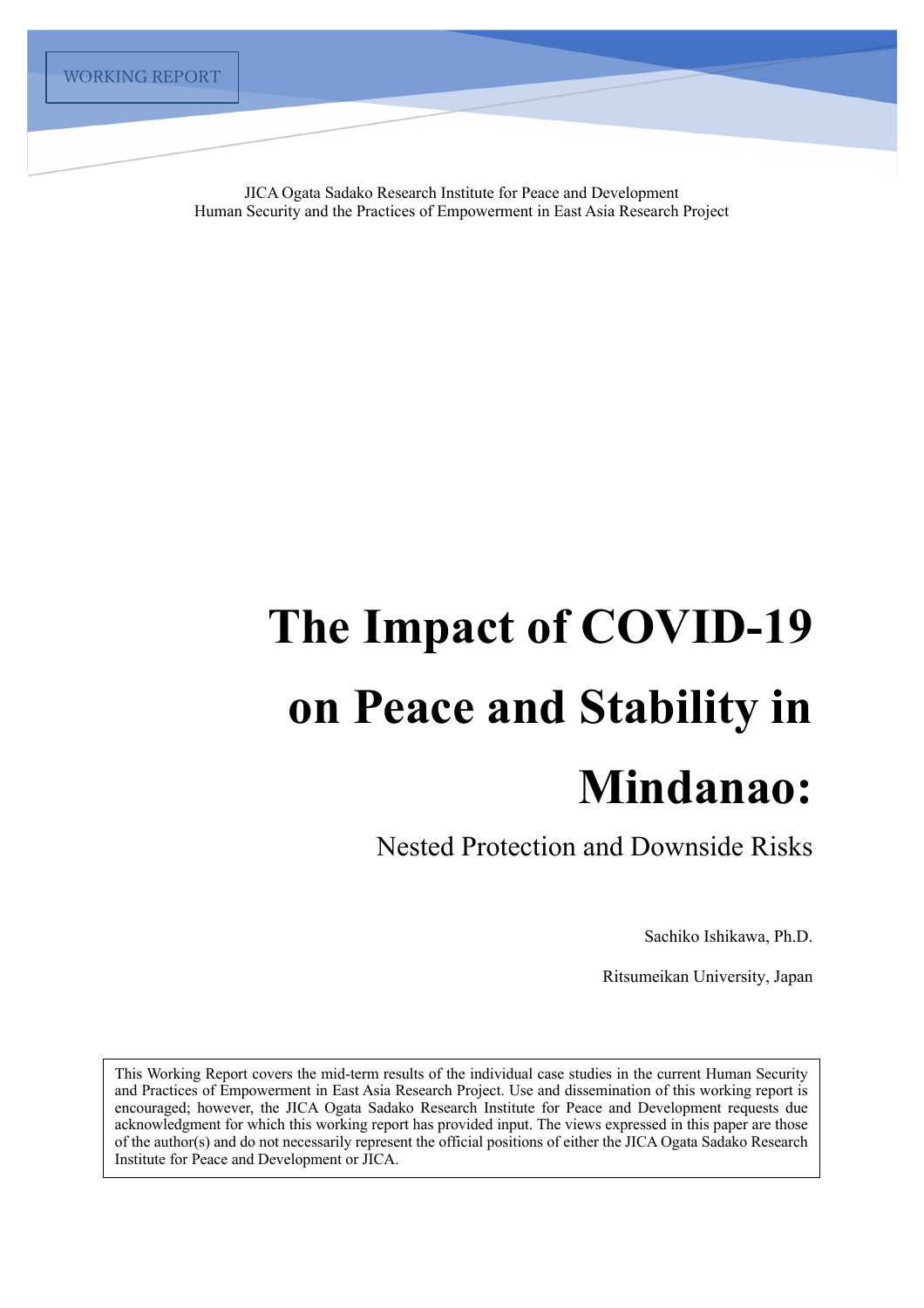WORKING REPORT

JICA Ogata Sadako Research Institute for Peace and Development
Human Security and the Practices of Empowerment in East Asia Research Project

# The Impact of COVID-19 on Peace and Stability in Mindanao:

## Nested Protection and Downside Risks

Sachiko Ishikawa, Ph.D.

Ritsumeikan University, Japan

This Working Report covers the mid-term results of the individual case studies in the current Human Security and Practices of Empowerment in East Asia Research Project. Use and dissemination of this working report is encouraged; however, the JICA Ogata Sadako Research Institute for Peace and Development requests due acknowledgment for which this working report has provided input. The views expressed in this paper are those of the author(s) and do not necessarily represent the official positions of either the JICA Ogata Sadako Research Institute for Peace and Development or JICA.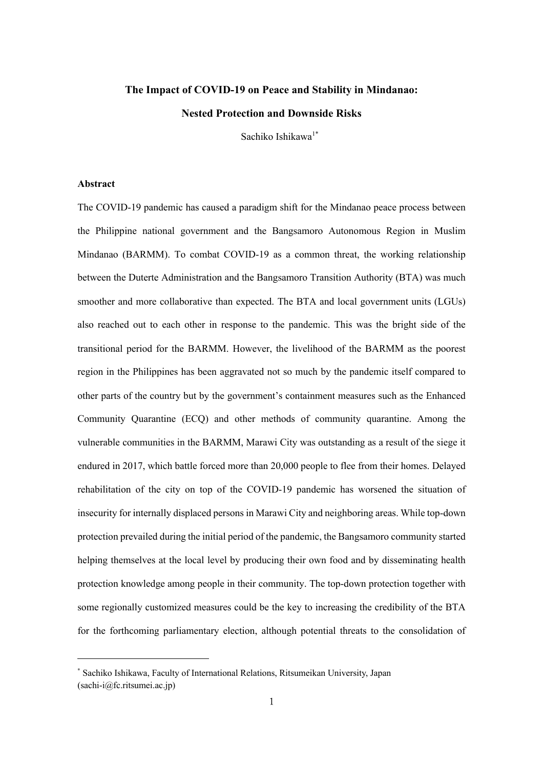**The Impact of COVID-19 on Peace and Stability in Mindanao:**

**Nested Protection and Downside Risks**

Sachiko Ishikawa[1*]

**Abstract**

The COVID-19 pandemic has caused a paradigm shift for the Mindanao peace process between the Philippine national government and the Bangsamoro Autonomous Region in Muslim Mindanao (BARMM). To combat COVID-19 as a common threat, the working relationship between the Duterte Administration and the Bangsamoro Transition Authority (BTA) was much smoother and more collaborative than expected. The BTA and local government units (LGUs) also reached out to each other in response to the pandemic. This was the bright side of the transitional period for the BARMM. However, the livelihood of the BARMM as the poorest region in the Philippines has been aggravated not so much by the pandemic itself compared to other parts of the country but by the government's containment measures such as the Enhanced Community Quarantine (ECQ) and other methods of community quarantine. Among the vulnerable communities in the BARMM, Marawi City was outstanding as a result of the siege it endured in 2017, which battle forced more than 20,000 people to flee from their homes. Delayed rehabilitation of the city on top of the COVID-19 pandemic has worsened the situation of insecurity for internally displaced persons in Marawi City and neighboring areas. While top-down protection prevailed during the initial period of the pandemic, the Bangsamoro community started helping themselves at the local level by producing their own food and by disseminating health protection knowledge among people in their community. The top-down protection together with some regionally customized measures could be the key to increasing the credibility of the BTA for the forthcoming parliamentary election, although potential threats to the consolidation of

---

[*] Sachiko Ishikawa, Faculty of International Relations, Ritsumeikan University, Japan (sachi-i@fc.ritsumei.ac.jp)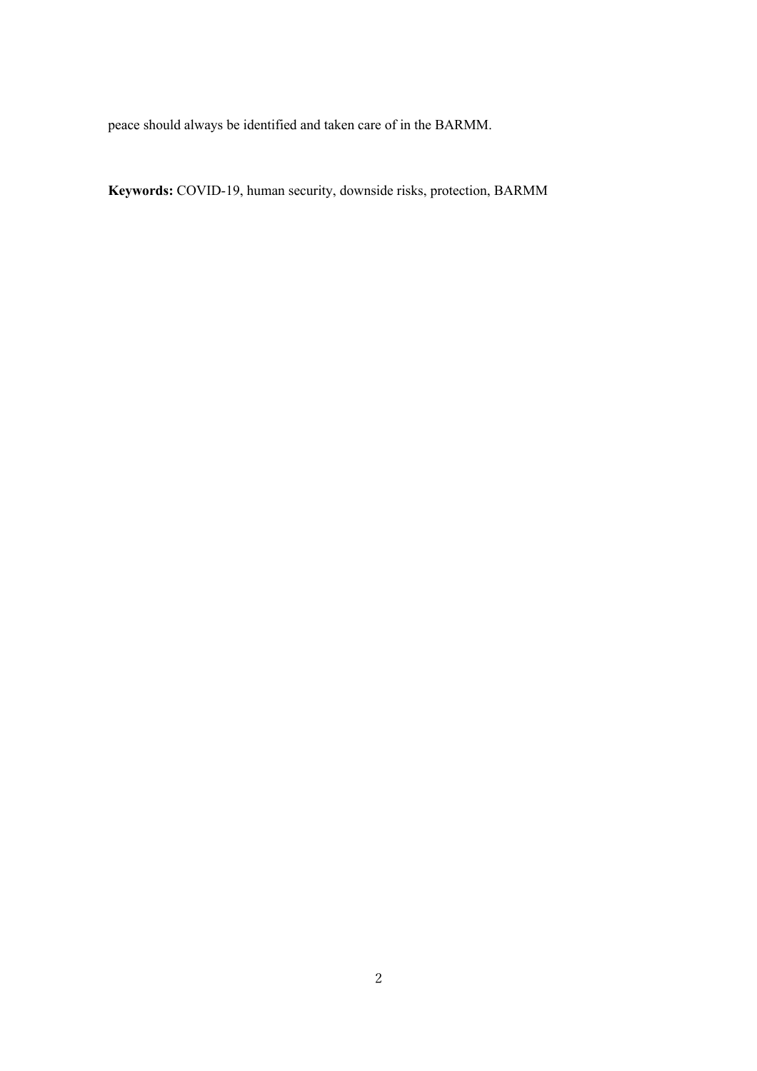peace should always be identified and taken care of in the BARMM.

**Keywords:** COVID-19, human security, downside risks, protection, BARMM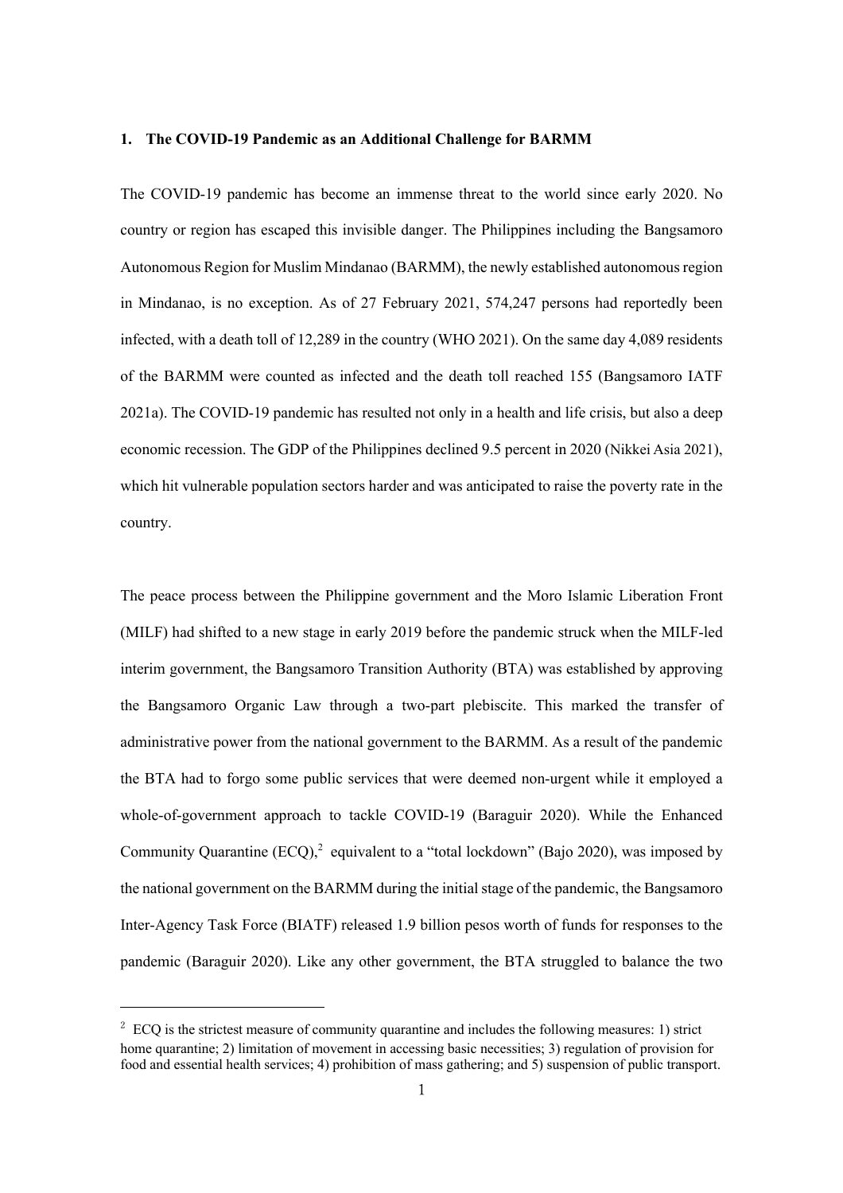## 1. The COVID-19 Pandemic as an Additional Challenge for BARMM

The COVID-19 pandemic has become an immense threat to the world since early 2020. No country or region has escaped this invisible danger. The Philippines including the Bangsamoro Autonomous Region for Muslim Mindanao (BARMM), the newly established autonomous region in Mindanao, is no exception. As of 27 February 2021, 574,247 persons had reportedly been infected, with a death toll of 12,289 in the country (WHO 2021). On the same day 4,089 residents of the BARMM were counted as infected and the death toll reached 155 (Bangsamoro IATF 2021a). The COVID-19 pandemic has resulted not only in a health and life crisis, but also a deep economic recession. The GDP of the Philippines declined 9.5 percent in 2020 (Nikkei Asia 2021), which hit vulnerable population sectors harder and was anticipated to raise the poverty rate in the country.

The peace process between the Philippine government and the Moro Islamic Liberation Front (MILF) had shifted to a new stage in early 2019 before the pandemic struck when the MILF-led interim government, the Bangsamoro Transition Authority (BTA) was established by approving the Bangsamoro Organic Law through a two-part plebiscite. This marked the transfer of administrative power from the national government to the BARMM. As a result of the pandemic the BTA had to forgo some public services that were deemed non-urgent while it employed a whole-of-government approach to tackle COVID-19 (Baraguir 2020). While the Enhanced Community Quarantine (ECQ),[2] equivalent to a "total lockdown" (Bajo 2020), was imposed by the national government on the BARMM during the initial stage of the pandemic, the Bangsamoro Inter-Agency Task Force (BIATF) released 1.9 billion pesos worth of funds for responses to the pandemic (Baraguir 2020). Like any other government, the BTA struggled to balance the two

[2] ECQ is the strictest measure of community quarantine and includes the following measures: 1) strict home quarantine; 2) limitation of movement in accessing basic necessities; 3) regulation of provision for food and essential health services; 4) prohibition of mass gathering; and 5) suspension of public transport.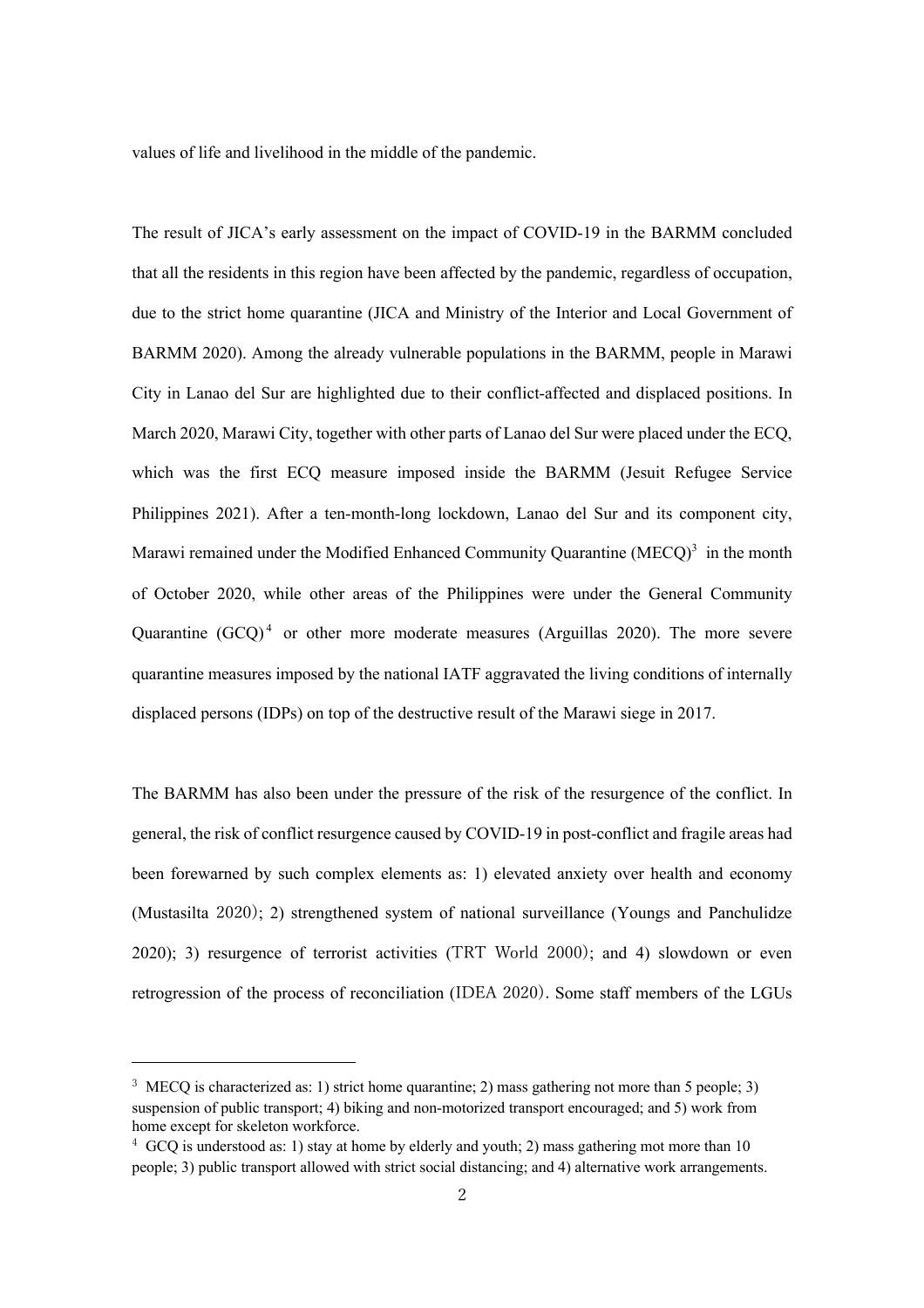values of life and livelihood in the middle of the pandemic.

The result of JICA's early assessment on the impact of COVID-19 in the BARMM concluded that all the residents in this region have been affected by the pandemic, regardless of occupation, due to the strict home quarantine (JICA and Ministry of the Interior and Local Government of BARMM 2020). Among the already vulnerable populations in the BARMM, people in Marawi City in Lanao del Sur are highlighted due to their conflict-affected and displaced positions. In March 2020, Marawi City, together with other parts of Lanao del Sur were placed under the ECQ, which was the first ECQ measure imposed inside the BARMM (Jesuit Refugee Service Philippines 2021). After a ten-month-long lockdown, Lanao del Sur and its component city, Marawi remained under the Modified Enhanced Community Quarantine (MECQ)[3] in the month of October 2020, while other areas of the Philippines were under the General Community Quarantine (GCQ)[4] or other more moderate measures (Arguillas 2020). The more severe quarantine measures imposed by the national IATF aggravated the living conditions of internally displaced persons (IDPs) on top of the destructive result of the Marawi siege in 2017.

The BARMM has also been under the pressure of the risk of the resurgence of the conflict. In general, the risk of conflict resurgence caused by COVID-19 in post-conflict and fragile areas had been forewarned by such complex elements as: 1) elevated anxiety over health and economy (Mustasilta 2020); 2) strengthened system of national surveillance (Youngs and Panchulidze 2020); 3) resurgence of terrorist activities (TRT World 2000); and 4) slowdown or even retrogression of the process of reconciliation (IDEA 2020). Some staff members of the LGUs

---

[3] MECQ is characterized as: 1) strict home quarantine; 2) mass gathering not more than 5 people; 3) suspension of public transport; 4) biking and non-motorized transport encouraged; and 5) work from home except for skeleton workforce.

[4] GCQ is understood as: 1) stay at home by elderly and youth; 2) mass gathering mot more than 10 people; 3) public transport allowed with strict social distancing; and 4) alternative work arrangements.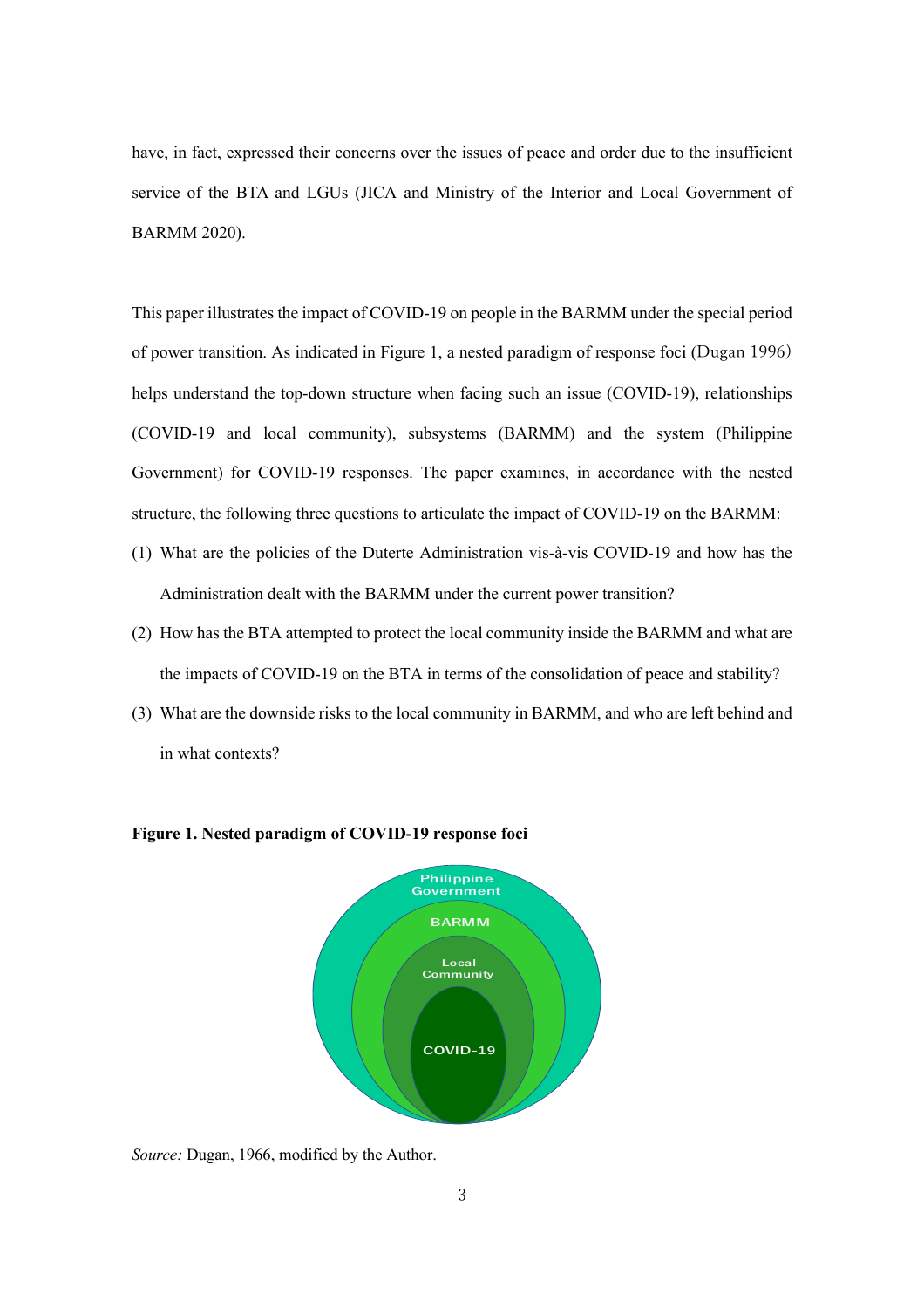have, in fact, expressed their concerns over the issues of peace and order due to the insufficient service of the BTA and LGUs (JICA and Ministry of the Interior and Local Government of BARMM 2020).

This paper illustrates the impact of COVID-19 on people in the BARMM under the special period of power transition. As indicated in Figure 1, a nested paradigm of response foci (Dugan 1996) helps understand the top-down structure when facing such an issue (COVID-19), relationships (COVID-19 and local community), subsystems (BARMM) and the system (Philippine Government) for COVID-19 responses. The paper examines, in accordance with the nested structure, the following three questions to articulate the impact of COVID-19 on the BARMM:

(1) What are the policies of the Duterte Administration vis-à-vis COVID-19 and how has the Administration dealt with the BARMM under the current power transition?

(2) How has the BTA attempted to protect the local community inside the BARMM and what are the impacts of COVID-19 on the BTA in terms of the consolidation of peace and stability?

(3) What are the downside risks to the local community in BARMM, and who are left behind and in what contexts?

**Figure 1. Nested paradigm of COVID-19 response foci**

Philippine Government

BARMM

Local Community

COVID-19

*Source:* Dugan, 1966, modified by the Author.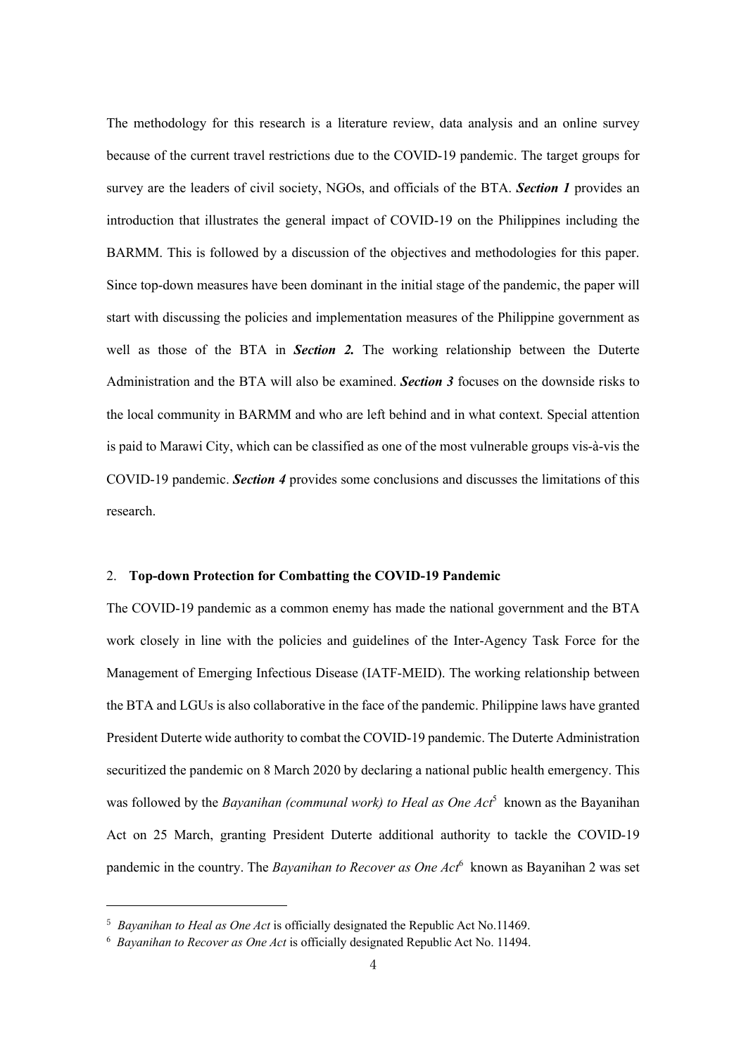The methodology for this research is a literature review, data analysis and an online survey because of the current travel restrictions due to the COVID-19 pandemic. The target groups for survey are the leaders of civil society, NGOs, and officials of the BTA. ***Section 1*** provides an introduction that illustrates the general impact of COVID-19 on the Philippines including the BARMM. This is followed by a discussion of the objectives and methodologies for this paper. Since top-down measures have been dominant in the initial stage of the pandemic, the paper will start with discussing the policies and implementation measures of the Philippine government as well as those of the BTA in ***Section 2.*** The working relationship between the Duterte Administration and the BTA will also be examined. ***Section 3*** focuses on the downside risks to the local community in BARMM and who are left behind and in what context. Special attention is paid to Marawi City, which can be classified as one of the most vulnerable groups vis-à-vis the COVID-19 pandemic. ***Section 4*** provides some conclusions and discusses the limitations of this research.

## 2. **Top-down Protection for Combatting the COVID-19 Pandemic**

The COVID-19 pandemic as a common enemy has made the national government and the BTA work closely in line with the policies and guidelines of the Inter-Agency Task Force for the Management of Emerging Infectious Disease (IATF-MEID). The working relationship between the BTA and LGUs is also collaborative in the face of the pandemic. Philippine laws have granted President Duterte wide authority to combat the COVID-19 pandemic. The Duterte Administration securitized the pandemic on 8 March 2020 by declaring a national public health emergency. This was followed by the *Bayanihan (communal work) to Heal as One Act*[5] known as the Bayanihan Act on 25 March, granting President Duterte additional authority to tackle the COVID-19 pandemic in the country. The *Bayanihan to Recover as One Act*[6] known as Bayanihan 2 was set

---

[5] *Bayanihan to Heal as One Act* is officially designated the Republic Act No.11469.

[6] *Bayanihan to Recover as One Act* is officially designated Republic Act No. 11494.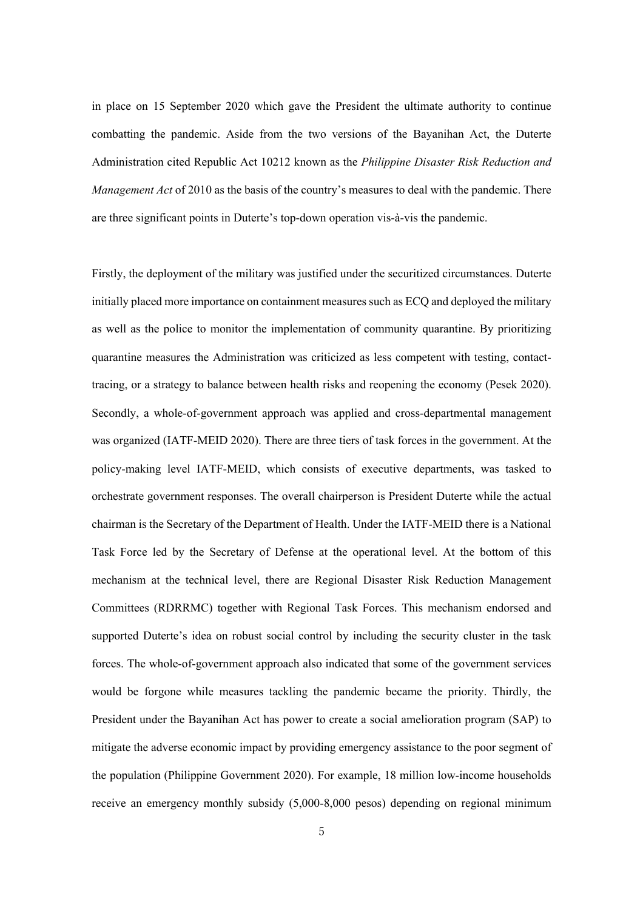in place on 15 September 2020 which gave the President the ultimate authority to continue combatting the pandemic. Aside from the two versions of the Bayanihan Act, the Duterte Administration cited Republic Act 10212 known as the *Philippine Disaster Risk Reduction and Management Act* of 2010 as the basis of the country's measures to deal with the pandemic. There are three significant points in Duterte's top-down operation vis-à-vis the pandemic.

Firstly, the deployment of the military was justified under the securitized circumstances. Duterte initially placed more importance on containment measures such as ECQ and deployed the military as well as the police to monitor the implementation of community quarantine. By prioritizing quarantine measures the Administration was criticized as less competent with testing, contact-tracing, or a strategy to balance between health risks and reopening the economy (Pesek 2020). Secondly, a whole-of-government approach was applied and cross-departmental management was organized (IATF-MEID 2020). There are three tiers of task forces in the government. At the policy-making level IATF-MEID, which consists of executive departments, was tasked to orchestrate government responses. The overall chairperson is President Duterte while the actual chairman is the Secretary of the Department of Health. Under the IATF-MEID there is a National Task Force led by the Secretary of Defense at the operational level. At the bottom of this mechanism at the technical level, there are Regional Disaster Risk Reduction Management Committees (RDRRMC) together with Regional Task Forces. This mechanism endorsed and supported Duterte's idea on robust social control by including the security cluster in the task forces. The whole-of-government approach also indicated that some of the government services would be forgone while measures tackling the pandemic became the priority. Thirdly, the President under the Bayanihan Act has power to create a social amelioration program (SAP) to mitigate the adverse economic impact by providing emergency assistance to the poor segment of the population (Philippine Government 2020). For example, 18 million low-income households receive an emergency monthly subsidy (5,000-8,000 pesos) depending on regional minimum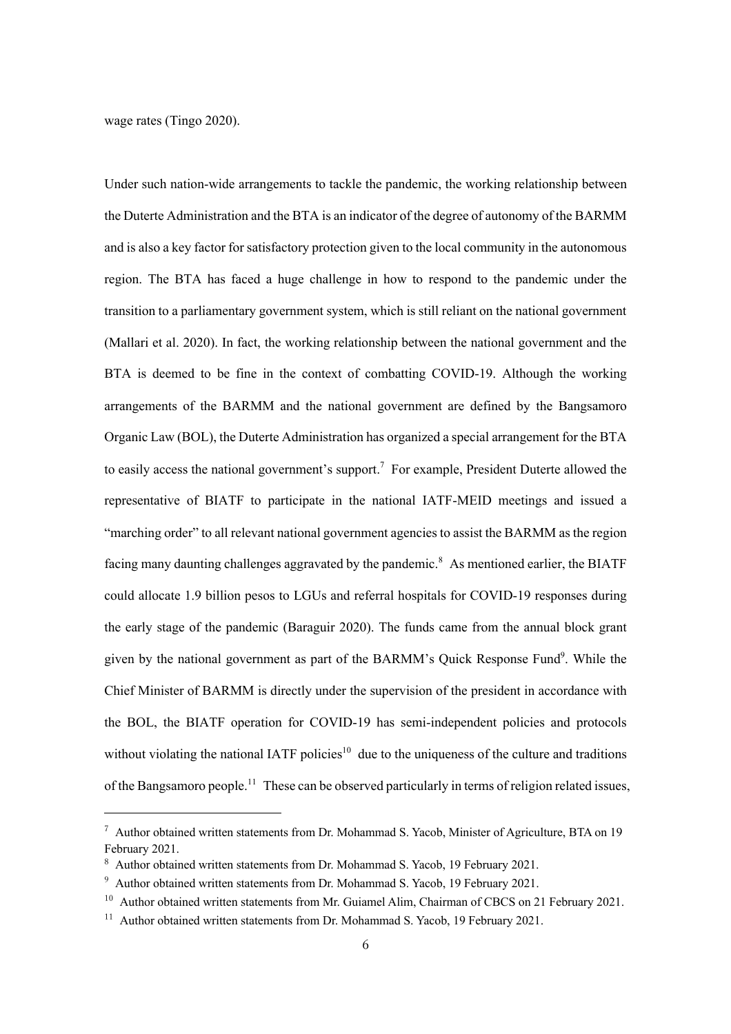wage rates (Tingo 2020).

Under such nation-wide arrangements to tackle the pandemic, the working relationship between the Duterte Administration and the BTA is an indicator of the degree of autonomy of the BARMM and is also a key factor for satisfactory protection given to the local community in the autonomous region. The BTA has faced a huge challenge in how to respond to the pandemic under the transition to a parliamentary government system, which is still reliant on the national government (Mallari et al. 2020). In fact, the working relationship between the national government and the BTA is deemed to be fine in the context of combatting COVID-19. Although the working arrangements of the BARMM and the national government are defined by the Bangsamoro Organic Law (BOL), the Duterte Administration has organized a special arrangement for the BTA to easily access the national government's support.[7] For example, President Duterte allowed the representative of BIATF to participate in the national IATF-MEID meetings and issued a "marching order" to all relevant national government agencies to assist the BARMM as the region facing many daunting challenges aggravated by the pandemic.[8] As mentioned earlier, the BIATF could allocate 1.9 billion pesos to LGUs and referral hospitals for COVID-19 responses during the early stage of the pandemic (Baraguir 2020). The funds came from the annual block grant given by the national government as part of the BARMM's Quick Response Fund[9]. While the Chief Minister of BARMM is directly under the supervision of the president in accordance with the BOL, the BIATF operation for COVID-19 has semi-independent policies and protocols without violating the national IATF policies[10] due to the uniqueness of the culture and traditions of the Bangsamoro people.[11] These can be observed particularly in terms of religion related issues,

---

[7] Author obtained written statements from Dr. Mohammad S. Yacob, Minister of Agriculture, BTA on 19 February 2021.

[8] Author obtained written statements from Dr. Mohammad S. Yacob, 19 February 2021.

[9] Author obtained written statements from Dr. Mohammad S. Yacob, 19 February 2021.

[10] Author obtained written statements from Mr. Guiamel Alim, Chairman of CBCS on 21 February 2021.

[11] Author obtained written statements from Dr. Mohammad S. Yacob, 19 February 2021.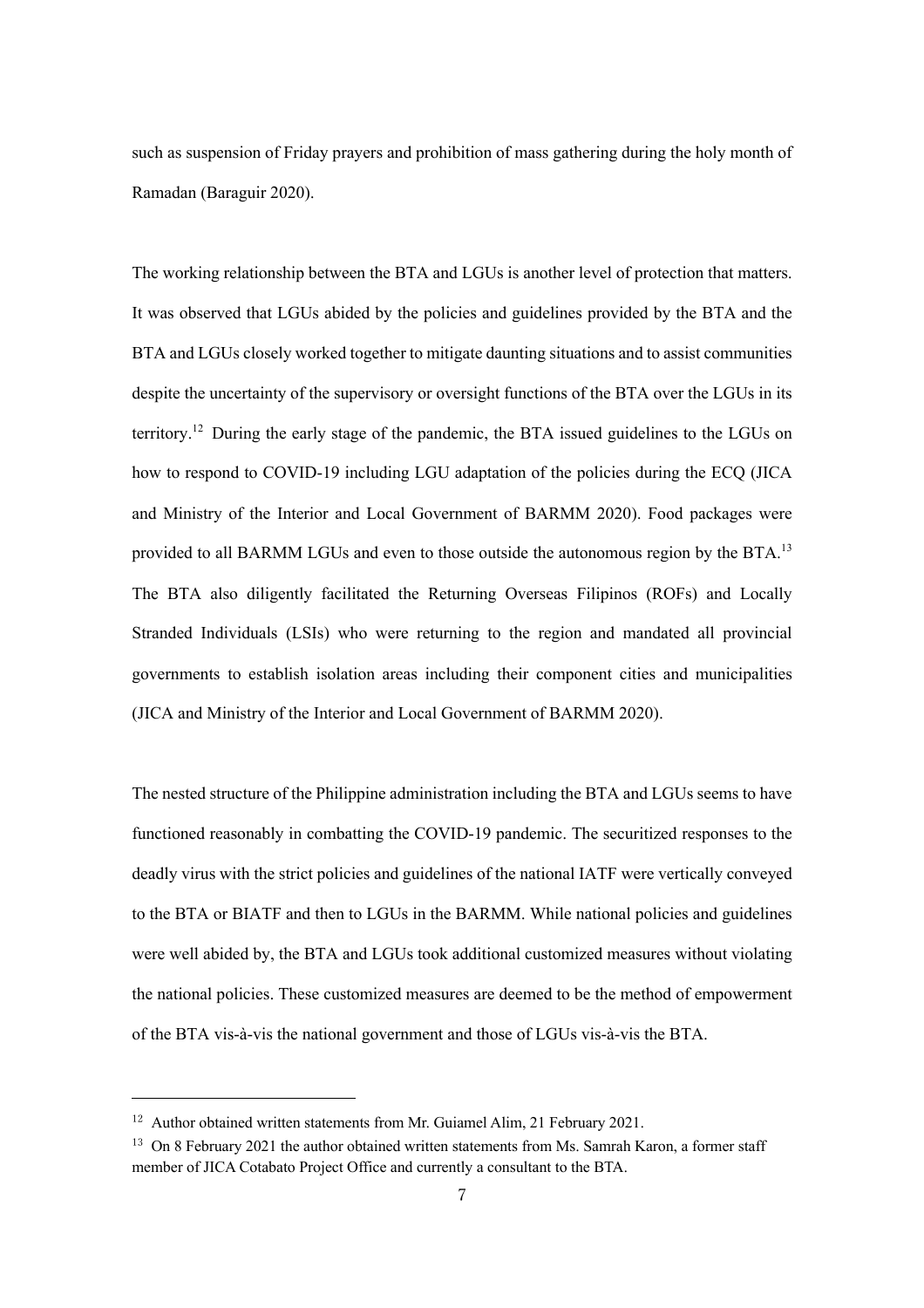such as suspension of Friday prayers and prohibition of mass gathering during the holy month of Ramadan (Baraguir 2020).

The working relationship between the BTA and LGUs is another level of protection that matters. It was observed that LGUs abided by the policies and guidelines provided by the BTA and the BTA and LGUs closely worked together to mitigate daunting situations and to assist communities despite the uncertainty of the supervisory or oversight functions of the BTA over the LGUs in its territory.[12] During the early stage of the pandemic, the BTA issued guidelines to the LGUs on how to respond to COVID-19 including LGU adaptation of the policies during the ECQ (JICA and Ministry of the Interior and Local Government of BARMM 2020). Food packages were provided to all BARMM LGUs and even to those outside the autonomous region by the BTA.[13] The BTA also diligently facilitated the Returning Overseas Filipinos (ROFs) and Locally Stranded Individuals (LSIs) who were returning to the region and mandated all provincial governments to establish isolation areas including their component cities and municipalities (JICA and Ministry of the Interior and Local Government of BARMM 2020).

The nested structure of the Philippine administration including the BTA and LGUs seems to have functioned reasonably in combatting the COVID-19 pandemic. The securitized responses to the deadly virus with the strict policies and guidelines of the national IATF were vertically conveyed to the BTA or BIATF and then to LGUs in the BARMM. While national policies and guidelines were well abided by, the BTA and LGUs took additional customized measures without violating the national policies. These customized measures are deemed to be the method of empowerment of the BTA vis-à-vis the national government and those of LGUs vis-à-vis the BTA.

---

[12] Author obtained written statements from Mr. Guiamel Alim, 21 February 2021.

[13] On 8 February 2021 the author obtained written statements from Ms. Samrah Karon, a former staff member of JICA Cotabato Project Office and currently a consultant to the BTA.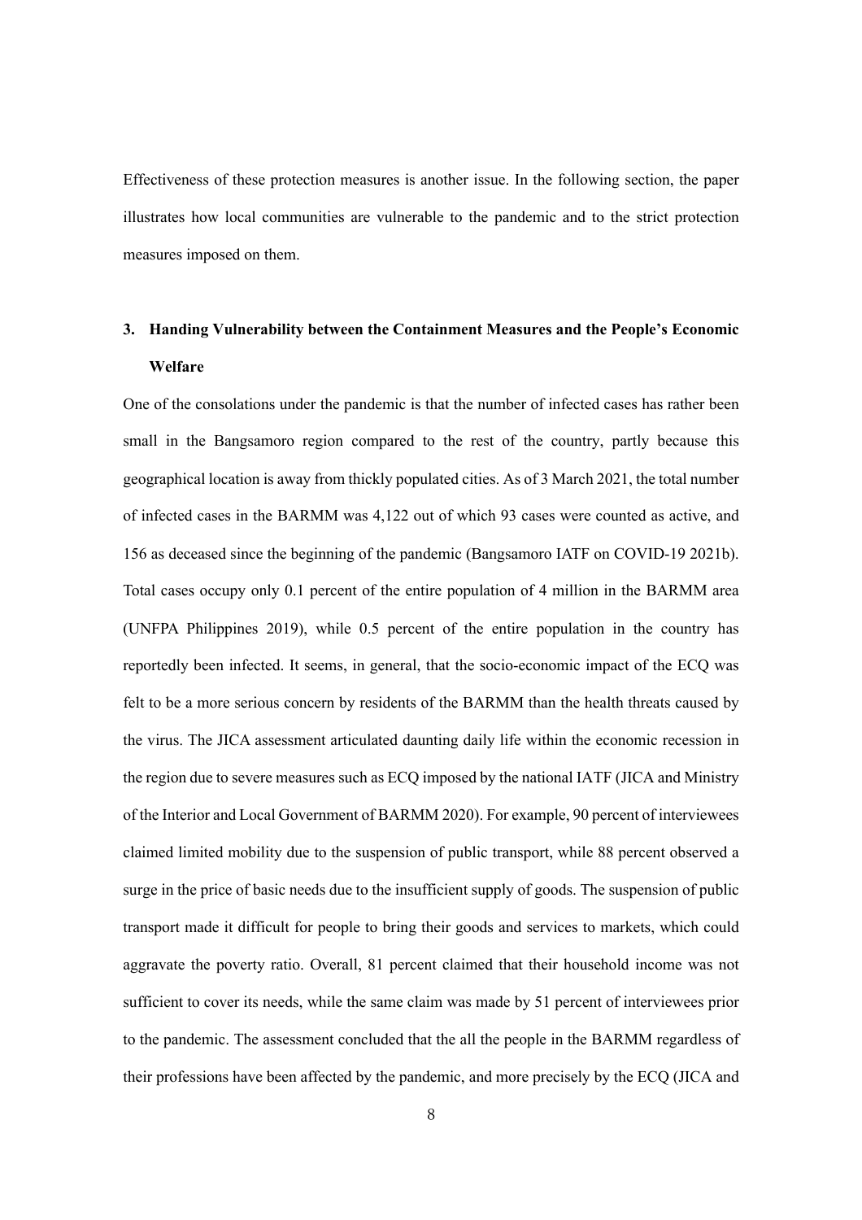Effectiveness of these protection measures is another issue. In the following section, the paper illustrates how local communities are vulnerable to the pandemic and to the strict protection measures imposed on them.

## 3. Handing Vulnerability between the Containment Measures and the People's Economic Welfare

One of the consolations under the pandemic is that the number of infected cases has rather been small in the Bangsamoro region compared to the rest of the country, partly because this geographical location is away from thickly populated cities. As of 3 March 2021, the total number of infected cases in the BARMM was 4,122 out of which 93 cases were counted as active, and 156 as deceased since the beginning of the pandemic (Bangsamoro IATF on COVID-19 2021b). Total cases occupy only 0.1 percent of the entire population of 4 million in the BARMM area (UNFPA Philippines 2019), while 0.5 percent of the entire population in the country has reportedly been infected. It seems, in general, that the socio-economic impact of the ECQ was felt to be a more serious concern by residents of the BARMM than the health threats caused by the virus. The JICA assessment articulated daunting daily life within the economic recession in the region due to severe measures such as ECQ imposed by the national IATF (JICA and Ministry of the Interior and Local Government of BARMM 2020). For example, 90 percent of interviewees claimed limited mobility due to the suspension of public transport, while 88 percent observed a surge in the price of basic needs due to the insufficient supply of goods. The suspension of public transport made it difficult for people to bring their goods and services to markets, which could aggravate the poverty ratio. Overall, 81 percent claimed that their household income was not sufficient to cover its needs, while the same claim was made by 51 percent of interviewees prior to the pandemic. The assessment concluded that the all the people in the BARMM regardless of their professions have been affected by the pandemic, and more precisely by the ECQ (JICA and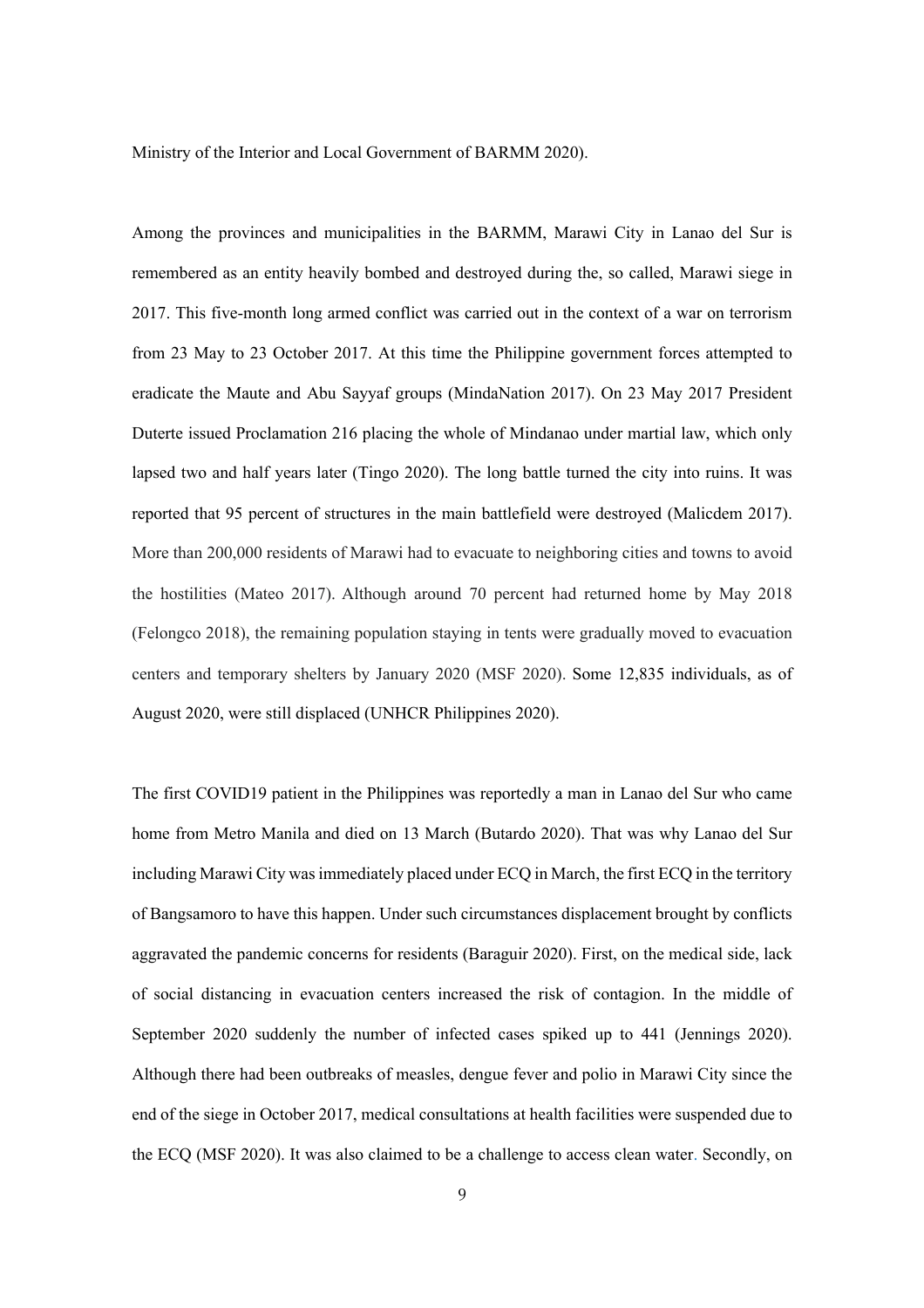Ministry of the Interior and Local Government of BARMM 2020).

Among the provinces and municipalities in the BARMM, Marawi City in Lanao del Sur is remembered as an entity heavily bombed and destroyed during the, so called, Marawi siege in 2017. This five-month long armed conflict was carried out in the context of a war on terrorism from 23 May to 23 October 2017. At this time the Philippine government forces attempted to eradicate the Maute and Abu Sayyaf groups (MindaNation 2017). On 23 May 2017 President Duterte issued Proclamation 216 placing the whole of Mindanao under martial law, which only lapsed two and half years later (Tingo 2020). The long battle turned the city into ruins. It was reported that 95 percent of structures in the main battlefield were destroyed (Malicdem 2017). More than 200,000 residents of Marawi had to evacuate to neighboring cities and towns to avoid the hostilities (Mateo 2017). Although around 70 percent had returned home by May 2018 (Felongco 2018), the remaining population staying in tents were gradually moved to evacuation centers and temporary shelters by January 2020 (MSF 2020). Some 12,835 individuals, as of August 2020, were still displaced (UNHCR Philippines 2020).

The first COVID19 patient in the Philippines was reportedly a man in Lanao del Sur who came home from Metro Manila and died on 13 March (Butardo 2020). That was why Lanao del Sur including Marawi City was immediately placed under ECQ in March, the first ECQ in the territory of Bangsamoro to have this happen. Under such circumstances displacement brought by conflicts aggravated the pandemic concerns for residents (Baraguir 2020). First, on the medical side, lack of social distancing in evacuation centers increased the risk of contagion. In the middle of September 2020 suddenly the number of infected cases spiked up to 441 (Jennings 2020). Although there had been outbreaks of measles, dengue fever and polio in Marawi City since the end of the siege in October 2017, medical consultations at health facilities were suspended due to the ECQ (MSF 2020). It was also claimed to be a challenge to access clean water. Secondly, on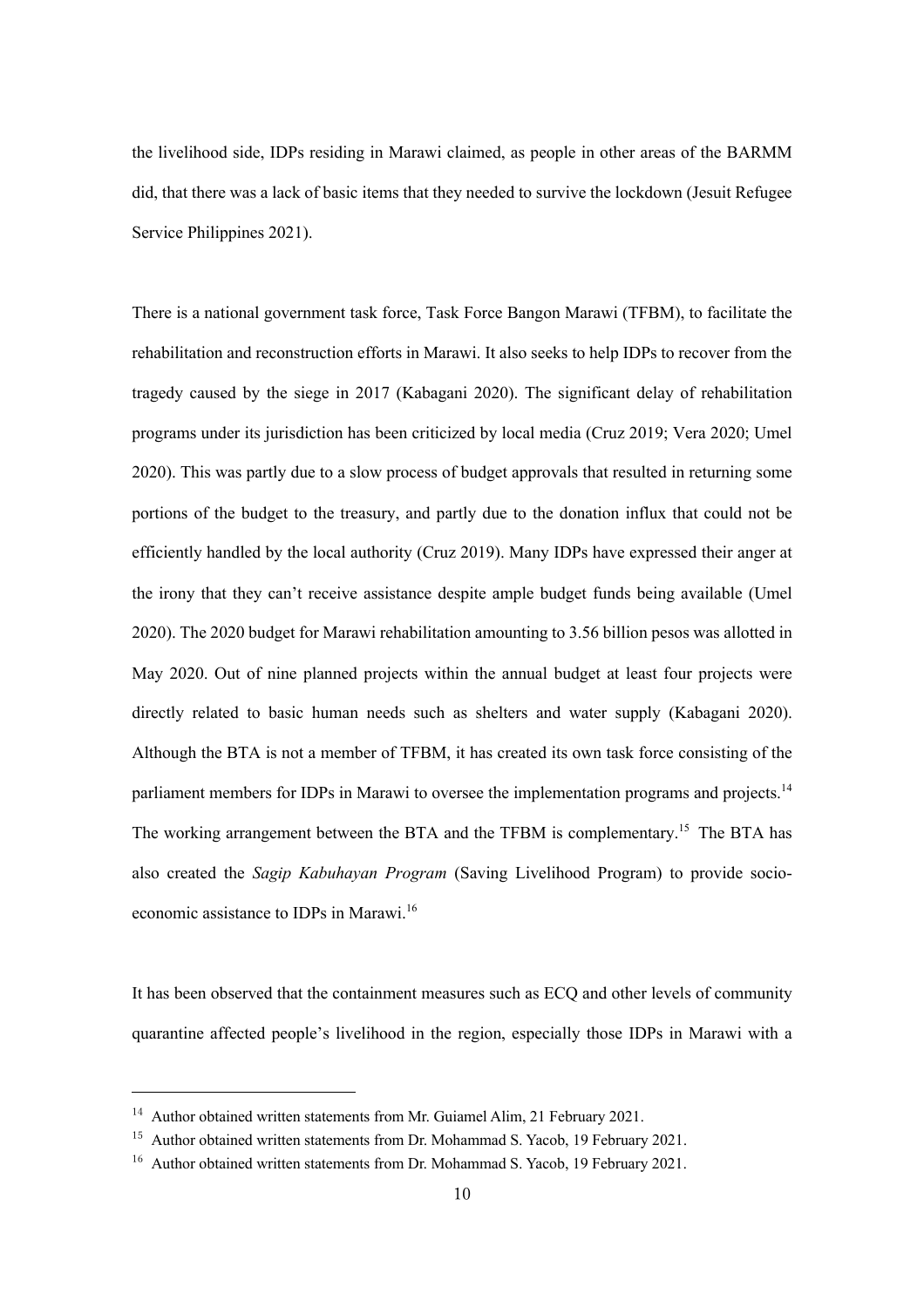the livelihood side, IDPs residing in Marawi claimed, as people in other areas of the BARMM did, that there was a lack of basic items that they needed to survive the lockdown (Jesuit Refugee Service Philippines 2021).

There is a national government task force, Task Force Bangon Marawi (TFBM), to facilitate the rehabilitation and reconstruction efforts in Marawi. It also seeks to help IDPs to recover from the tragedy caused by the siege in 2017 (Kabagani 2020). The significant delay of rehabilitation programs under its jurisdiction has been criticized by local media (Cruz 2019; Vera 2020; Umel 2020). This was partly due to a slow process of budget approvals that resulted in returning some portions of the budget to the treasury, and partly due to the donation influx that could not be efficiently handled by the local authority (Cruz 2019). Many IDPs have expressed their anger at the irony that they can't receive assistance despite ample budget funds being available (Umel 2020). The 2020 budget for Marawi rehabilitation amounting to 3.56 billion pesos was allotted in May 2020. Out of nine planned projects within the annual budget at least four projects were directly related to basic human needs such as shelters and water supply (Kabagani 2020). Although the BTA is not a member of TFBM, it has created its own task force consisting of the parliament members for IDPs in Marawi to oversee the implementation programs and projects.[14] The working arrangement between the BTA and the TFBM is complementary.[15] The BTA has also created the *Sagip Kabuhayan Program* (Saving Livelihood Program) to provide socio-economic assistance to IDPs in Marawi.[16]

It has been observed that the containment measures such as ECQ and other levels of community quarantine affected people's livelihood in the region, especially those IDPs in Marawi with a

---

[14] Author obtained written statements from Mr. Guiamel Alim, 21 February 2021.

[15] Author obtained written statements from Dr. Mohammad S. Yacob, 19 February 2021.

[16] Author obtained written statements from Dr. Mohammad S. Yacob, 19 February 2021.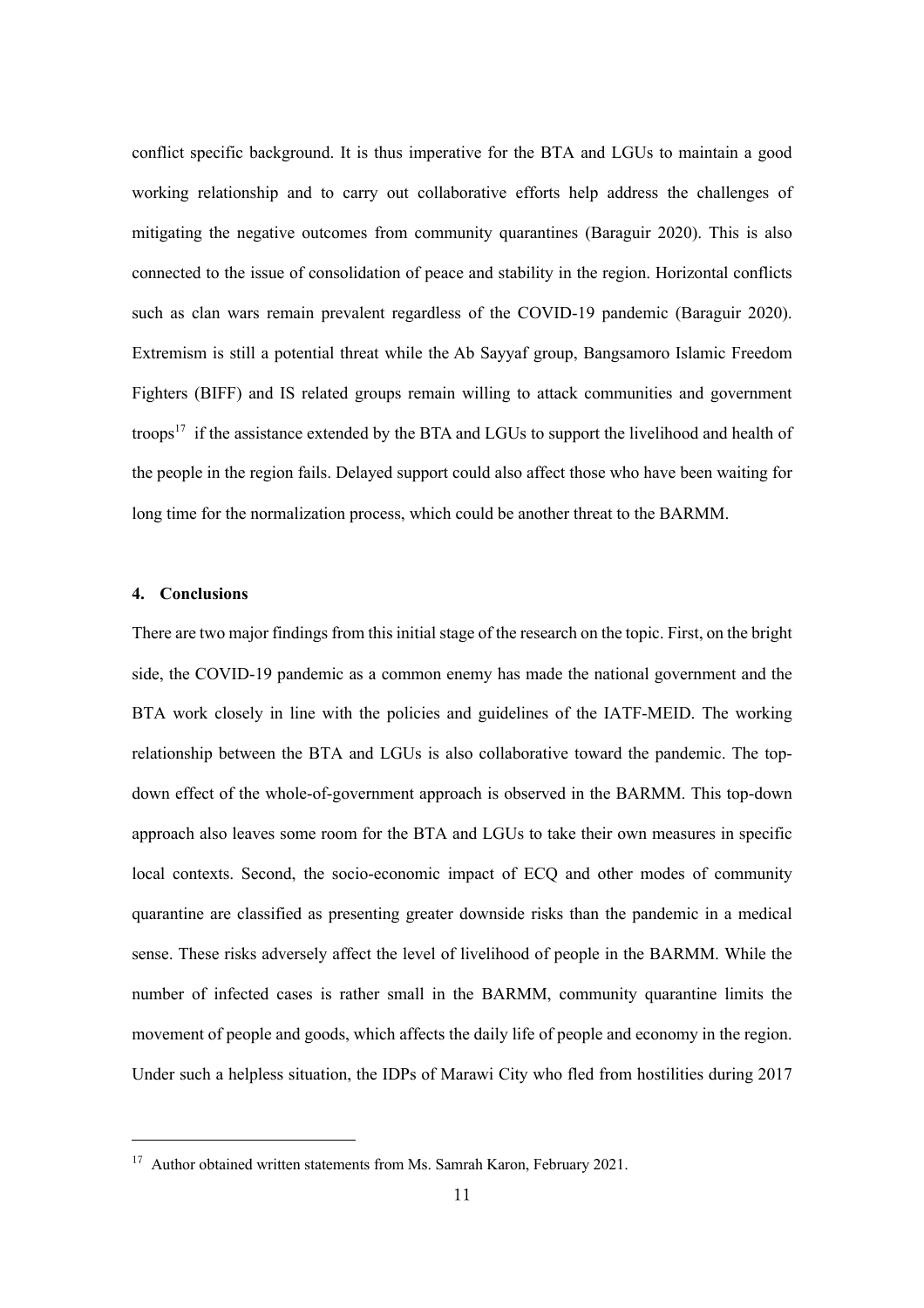conflict specific background. It is thus imperative for the BTA and LGUs to maintain a good working relationship and to carry out collaborative efforts help address the challenges of mitigating the negative outcomes from community quarantines (Baraguir 2020). This is also connected to the issue of consolidation of peace and stability in the region. Horizontal conflicts such as clan wars remain prevalent regardless of the COVID-19 pandemic (Baraguir 2020). Extremism is still a potential threat while the Ab Sayyaf group, Bangsamoro Islamic Freedom Fighters (BIFF) and IS related groups remain willing to attack communities and government troops[17] if the assistance extended by the BTA and LGUs to support the livelihood and health of the people in the region fails. Delayed support could also affect those who have been waiting for long time for the normalization process, which could be another threat to the BARMM.

## 4. Conclusions

There are two major findings from this initial stage of the research on the topic. First, on the bright side, the COVID-19 pandemic as a common enemy has made the national government and the BTA work closely in line with the policies and guidelines of the IATF-MEID. The working relationship between the BTA and LGUs is also collaborative toward the pandemic. The top-down effect of the whole-of-government approach is observed in the BARMM. This top-down approach also leaves some room for the BTA and LGUs to take their own measures in specific local contexts. Second, the socio-economic impact of ECQ and other modes of community quarantine are classified as presenting greater downside risks than the pandemic in a medical sense. These risks adversely affect the level of livelihood of people in the BARMM. While the number of infected cases is rather small in the BARMM, community quarantine limits the movement of people and goods, which affects the daily life of people and economy in the region. Under such a helpless situation, the IDPs of Marawi City who fled from hostilities during 2017

---

[17] Author obtained written statements from Ms. Samrah Karon, February 2021.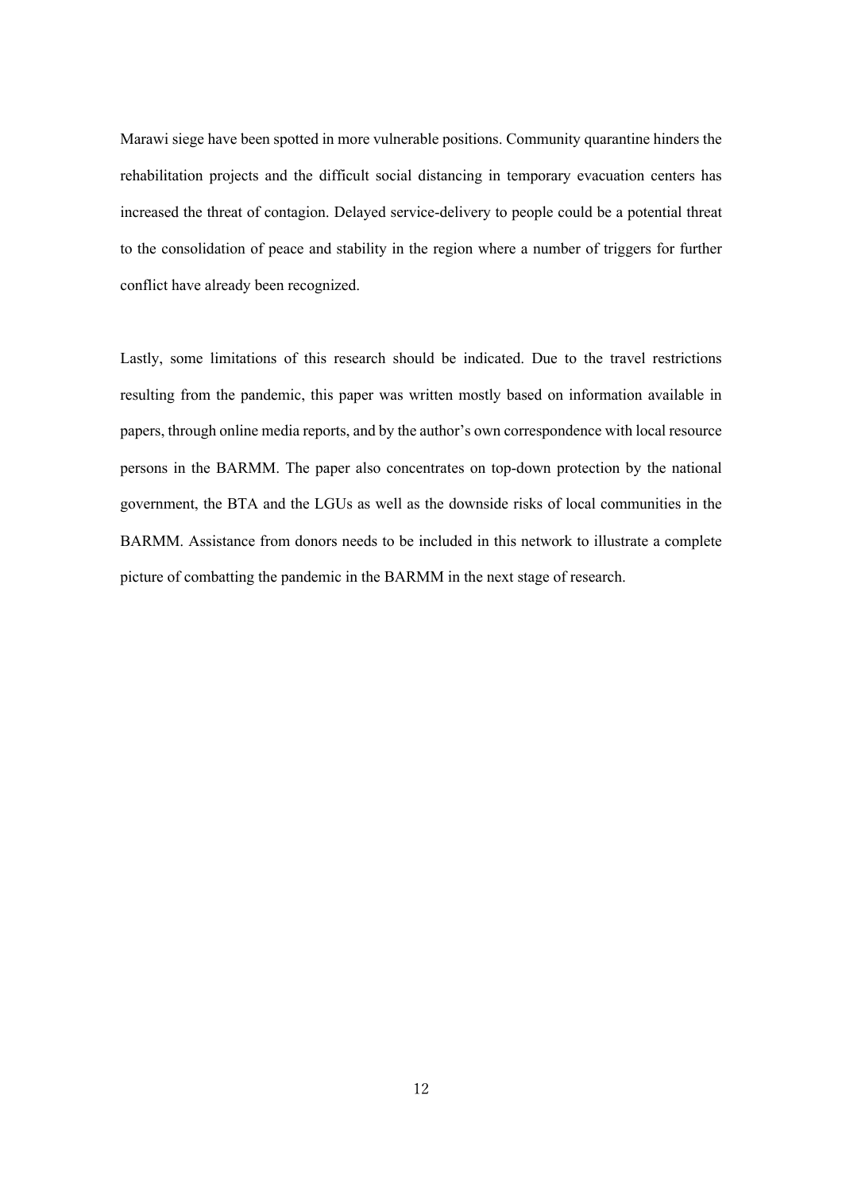Marawi siege have been spotted in more vulnerable positions. Community quarantine hinders the rehabilitation projects and the difficult social distancing in temporary evacuation centers has increased the threat of contagion. Delayed service-delivery to people could be a potential threat to the consolidation of peace and stability in the region where a number of triggers for further conflict have already been recognized.

Lastly, some limitations of this research should be indicated. Due to the travel restrictions resulting from the pandemic, this paper was written mostly based on information available in papers, through online media reports, and by the author's own correspondence with local resource persons in the BARMM. The paper also concentrates on top-down protection by the national government, the BTA and the LGUs as well as the downside risks of local communities in the BARMM. Assistance from donors needs to be included in this network to illustrate a complete picture of combatting the pandemic in the BARMM in the next stage of research.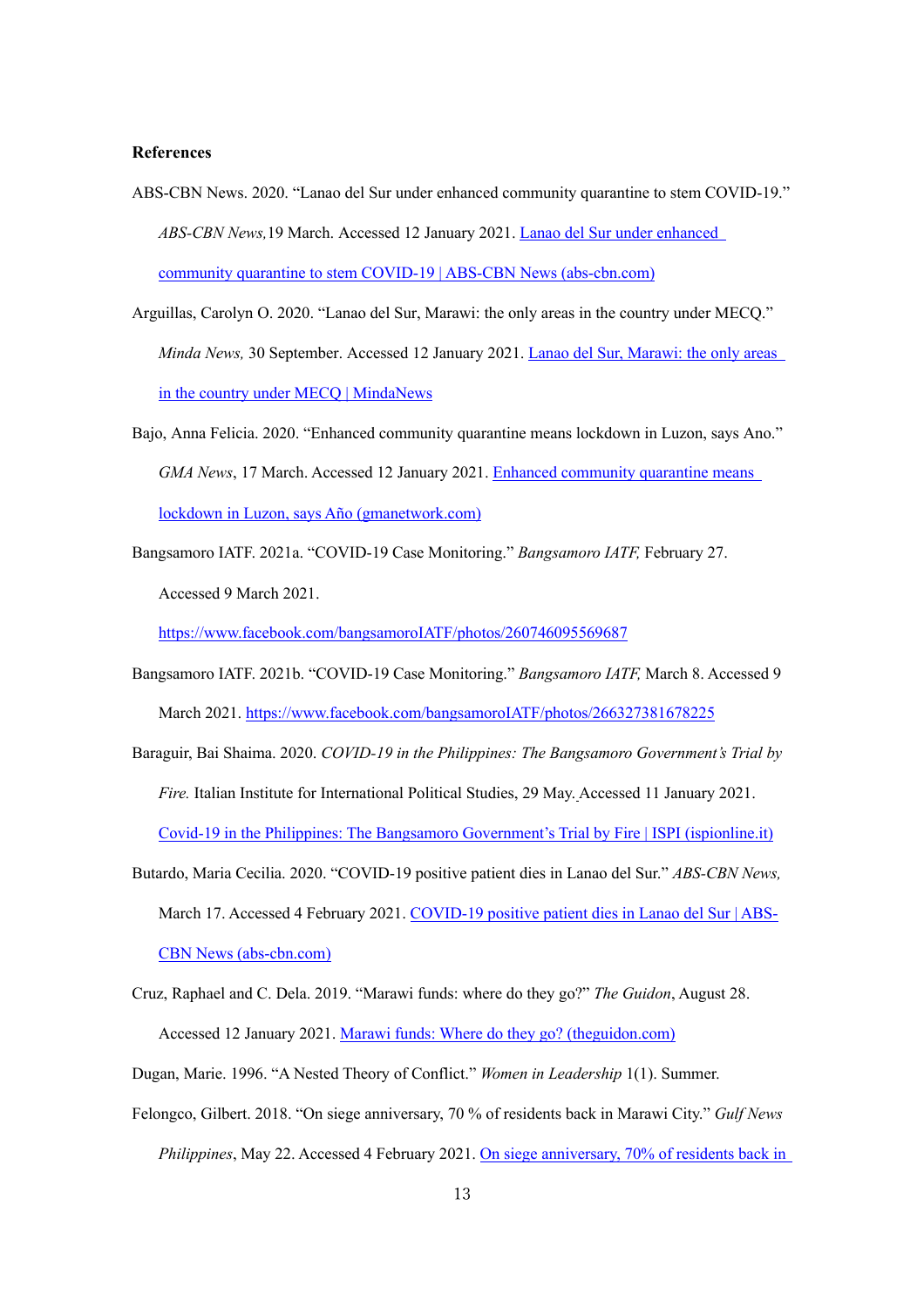**References**

ABS-CBN News. 2020. "Lanao del Sur under enhanced community quarantine to stem COVID-19." *ABS-CBN News,*19 March. Accessed 12 January 2021. [Lanao del Sur under enhanced community quarantine to stem COVID-19 | ABS-CBN News (abs-cbn.com)]

Arguillas, Carolyn O. 2020. "Lanao del Sur, Marawi: the only areas in the country under MECQ." *Minda News,* 30 September. Accessed 12 January 2021. [Lanao del Sur, Marawi: the only areas in the country under MECQ | MindaNews]

Bajo, Anna Felicia. 2020. "Enhanced community quarantine means lockdown in Luzon, says Ano." *GMA News*, 17 March. Accessed 12 January 2021. [Enhanced community quarantine means lockdown in Luzon, says Año (gmanetwork.com)]

Bangsamoro IATF. 2021a. "COVID-19 Case Monitoring." *Bangsamoro IATF,* February 27. Accessed 9 March 2021. https://www.facebook.com/bangsamoroIATF/photos/260746095569687

Bangsamoro IATF. 2021b. "COVID-19 Case Monitoring." *Bangsamoro IATF,* March 8. Accessed 9 March 2021. https://www.facebook.com/bangsamoroIATF/photos/266327381678225

Baraguir, Bai Shaima. 2020. *COVID-19 in the Philippines: The Bangsamoro Government's Trial by Fire.* Italian Institute for International Political Studies, 29 May. Accessed 11 January 2021. [Covid-19 in the Philippines: The Bangsamoro Government's Trial by Fire | ISPI (ispionline.it)]

Butardo, Maria Cecilia. 2020. "COVID-19 positive patient dies in Lanao del Sur." *ABS-CBN News,* March 17. Accessed 4 February 2021. [COVID-19 positive patient dies in Lanao del Sur | ABS-CBN News (abs-cbn.com)]

Cruz, Raphael and C. Dela. 2019. "Marawi funds: where do they go?" *The Guidon*, August 28. Accessed 12 January 2021. [Marawi funds: Where do they go? (theguidon.com)]

Dugan, Marie. 1996. "A Nested Theory of Conflict." *Women in Leadership* 1(1). Summer.

Felongco, Gilbert. 2018. "On siege anniversary, 70 % of residents back in Marawi City." *Gulf News Philippines*, May 22. Accessed 4 February 2021. [On siege anniversary, 70% of residents back in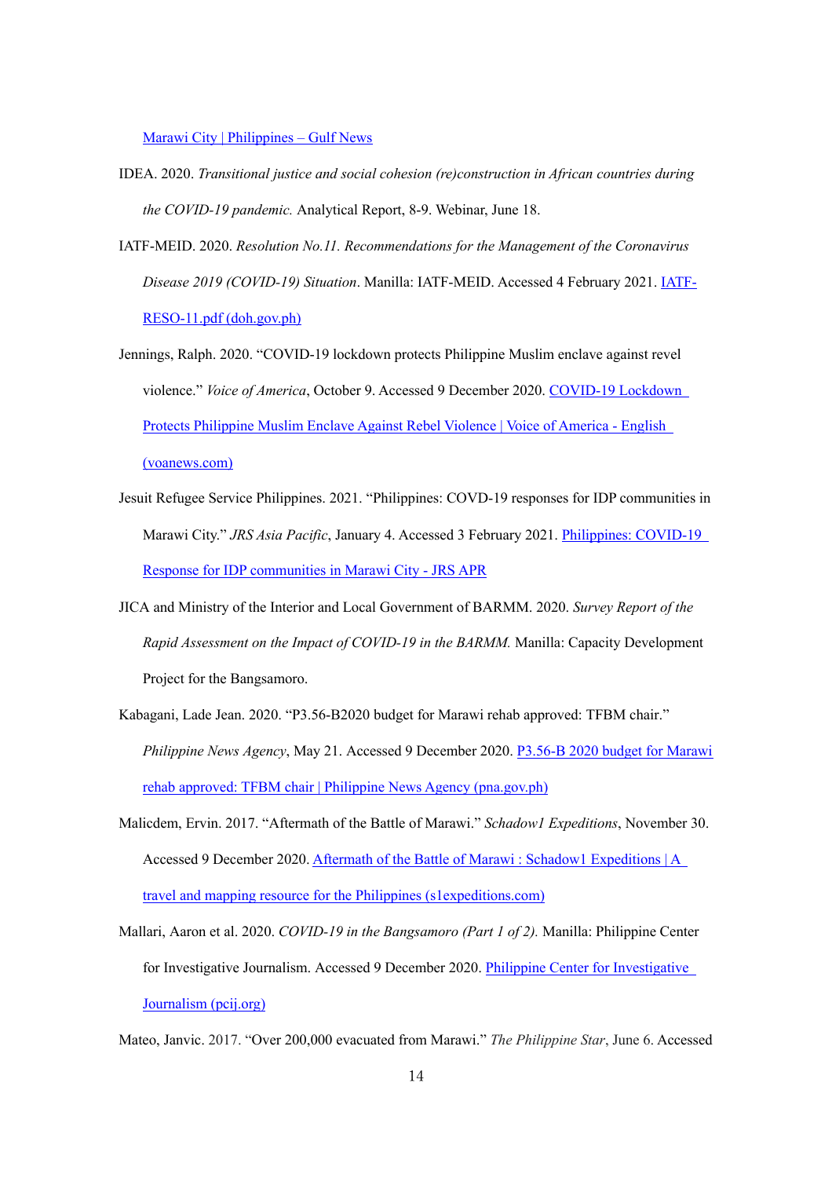[Marawi City | Philippines – Gulf News](#)

IDEA. 2020. *Transitional justice and social cohesion (re)construction in African countries during the COVID-19 pandemic.* Analytical Report, 8-9. Webinar, June 18.

IATF-MEID. 2020. *Resolution No.11. Recommendations for the Management of the Coronavirus Disease 2019 (COVID-19) Situation*. Manilla: IATF-MEID. Accessed 4 February 2021. [IATF-RESO-11.pdf (doh.gov.ph)](#)

Jennings, Ralph. 2020. "COVID-19 lockdown protects Philippine Muslim enclave against revel violence." *Voice of America*, October 9. Accessed 9 December 2020. [COVID-19 Lockdown Protects Philippine Muslim Enclave Against Rebel Violence | Voice of America - English (voanews.com)](#)

Jesuit Refugee Service Philippines. 2021. "Philippines: COVD-19 responses for IDP communities in Marawi City." *JRS Asia Pacific*, January 4. Accessed 3 February 2021. [Philippines: COVID-19 Response for IDP communities in Marawi City - JRS APR](#)

JICA and Ministry of the Interior and Local Government of BARMM. 2020. *Survey Report of the Rapid Assessment on the Impact of COVID-19 in the BARMM.* Manilla: Capacity Development Project for the Bangsamoro.

Kabagani, Lade Jean. 2020. "P3.56-B2020 budget for Marawi rehab approved: TFBM chair." *Philippine News Agency*, May 21. Accessed 9 December 2020. [P3.56-B 2020 budget for Marawi rehab approved: TFBM chair | Philippine News Agency (pna.gov.ph)](#)

Malicdem, Ervin. 2017. "Aftermath of the Battle of Marawi." *Schadow1 Expeditions*, November 30. Accessed 9 December 2020. [Aftermath of the Battle of Marawi : Schadow1 Expeditions | A travel and mapping resource for the Philippines (s1expeditions.com)](#)

Mallari, Aaron et al. 2020. *COVID-19 in the Bangsamoro (Part 1 of 2).* Manilla: Philippine Center for Investigative Journalism. Accessed 9 December 2020. [Philippine Center for Investigative Journalism (pcij.org)](#)

Mateo, Janvic. 2017. "Over 200,000 evacuated from Marawi." *The Philippine Star*, June 6. Accessed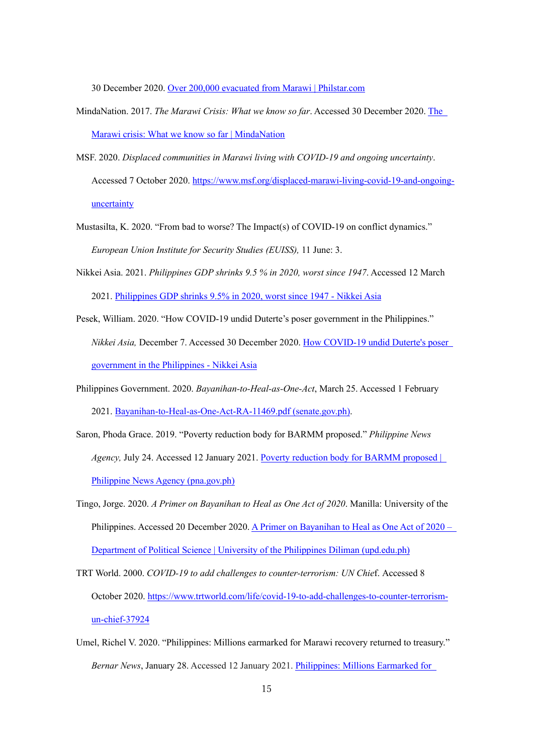30 December 2020. [Over 200,000 evacuated from Marawi | Philstar.com]

MindaNation. 2017. *The Marawi Crisis: What we know so far*. Accessed 30 December 2020. [The Marawi crisis: What we know so far | MindaNation]

MSF. 2020. *Displaced communities in Marawi living with COVID-19 and ongoing uncertainty*. Accessed 7 October 2020. https://www.msf.org/displaced-marawi-living-covid-19-and-ongoing-uncertainty

Mustasilta, K. 2020. "From bad to worse? The Impact(s) of COVID-19 on conflict dynamics." *European Union Institute for Security Studies (EUISS),* 11 June: 3.

Nikkei Asia. 2021. *Philippines GDP shrinks 9.5 % in 2020, worst since 1947*. Accessed 12 March 2021. [Philippines GDP shrinks 9.5% in 2020, worst since 1947 - Nikkei Asia]

Pesek, William. 2020. "How COVID-19 undid Duterte's poser government in the Philippines." *Nikkei Asia,* December 7. Accessed 30 December 2020. [How COVID-19 undid Duterte's poser government in the Philippines - Nikkei Asia]

Philippines Government. 2020. *Bayanihan-to-Heal-as-One-Act*, March 25. Accessed 1 February 2021. [Bayanihan-to-Heal-as-One-Act-RA-11469.pdf (senate.gov.ph)].

Saron, Phoda Grace. 2019. "Poverty reduction body for BARMM proposed." *Philippine News Agency,* July 24. Accessed 12 January 2021. [Poverty reduction body for BARMM proposed | Philippine News Agency (pna.gov.ph)]

Tingo, Jorge. 2020. *A Primer on Bayanihan to Heal as One Act of 2020*. Manilla: University of the Philippines. Accessed 20 December 2020. [A Primer on Bayanihan to Heal as One Act of 2020 – Department of Political Science | University of the Philippines Diliman (upd.edu.ph)]

TRT World. 2000. *COVID-19 to add challenges to counter-terrorism: UN Chief*. Accessed 8 October 2020. https://www.trtworld.com/life/covid-19-to-add-challenges-to-counter-terrorism-un-chief-37924

Umel, Richel V. 2020. "Philippines: Millions earmarked for Marawi recovery returned to treasury." *Bernar News*, January 28. Accessed 12 January 2021. [Philippines: Millions Earmarked for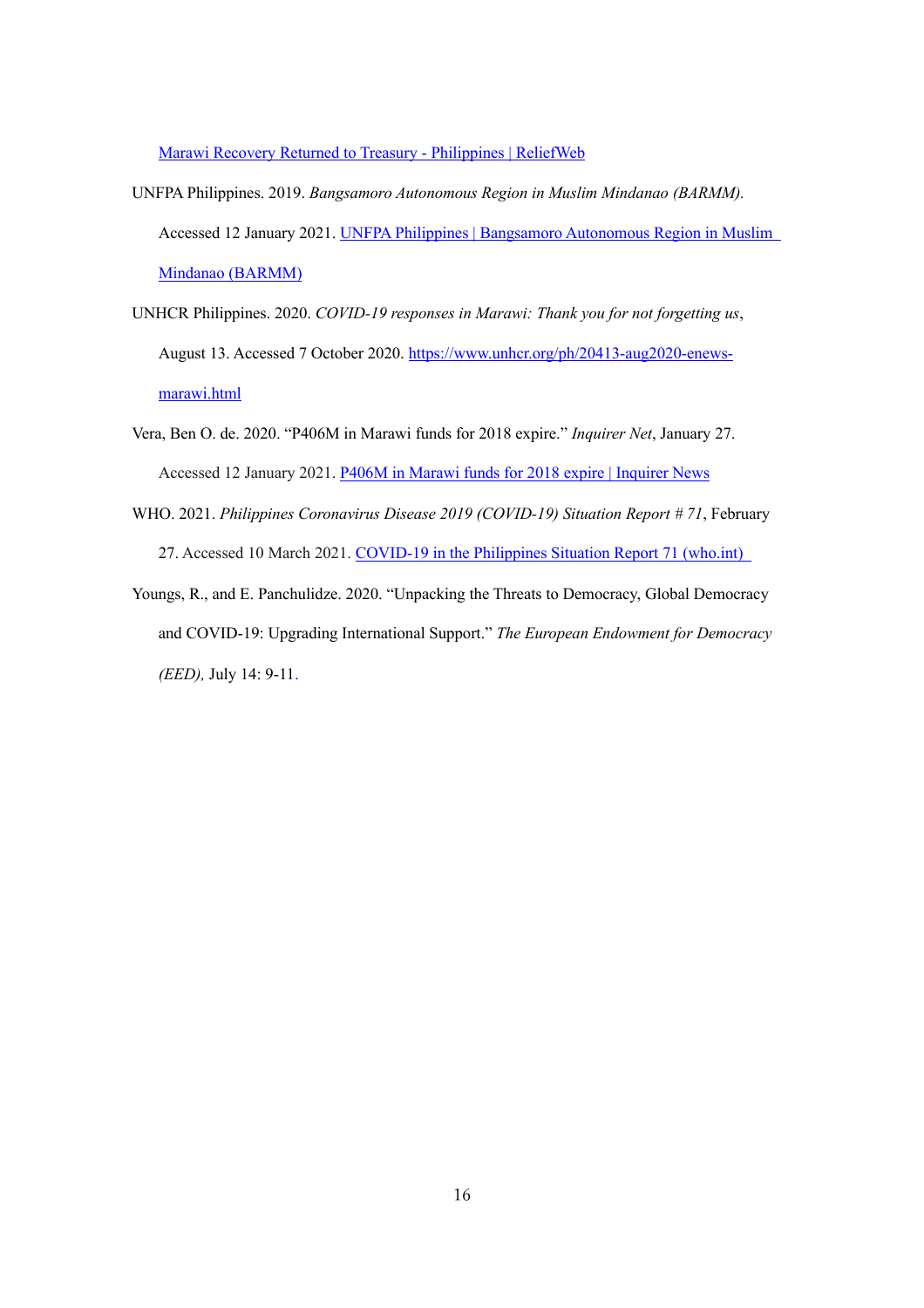Marawi Recovery Returned to Treasury - Philippines | ReliefWeb

UNFPA Philippines. 2019. *Bangsamoro Autonomous Region in Muslim Mindanao (BARMM).* Accessed 12 January 2021. UNFPA Philippines | Bangsamoro Autonomous Region in Muslim Mindanao (BARMM)

UNHCR Philippines. 2020. *COVID-19 responses in Marawi: Thank you for not forgetting us*, August 13. Accessed 7 October 2020. https://www.unhcr.org/ph/20413-aug2020-enews-marawi.html

Vera, Ben O. de. 2020. "P406M in Marawi funds for 2018 expire." *Inquirer Net*, January 27. Accessed 12 January 2021. P406M in Marawi funds for 2018 expire | Inquirer News

WHO. 2021. *Philippines Coronavirus Disease 2019 (COVID-19) Situation Report # 71*, February 27. Accessed 10 March 2021. COVID-19 in the Philippines Situation Report 71 (who.int)

Youngs, R., and E. Panchulidze. 2020. "Unpacking the Threats to Democracy, Global Democracy and COVID-19: Upgrading International Support." *The European Endowment for Democracy (EED),* July 14: 9-11.